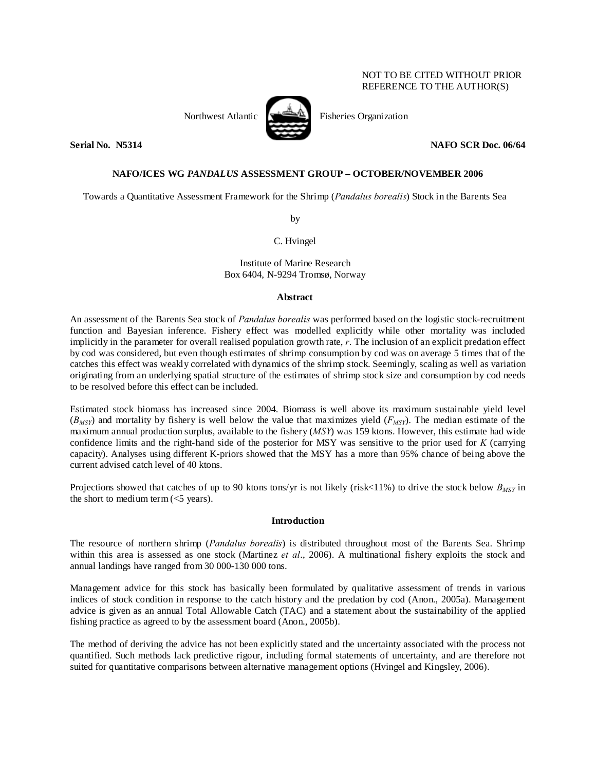NOT TO BE CITED WITHOUT PRIOR REFERENCE TO THE AUTHOR(S)

Northwest Atlantic Fisheries Organization

**Serial No. N5314** **NAFO SCR Doc. 06/64**

**NAFO/ICES WG *PANDALUS* ASSESSMENT GROUP – OCTOBER/NOVEMBER 2006**

Towards a Quantitative Assessment Framework for the Shrimp (*Pandalus borealis*) Stock in the Barents Sea

by

C. Hvingel

Institute of Marine Research
Box 6404, N-9294 Tromsø, Norway

## Abstract

An assessment of the Barents Sea stock of *Pandalus borealis* was performed based on the logistic stock-recruitment function and Bayesian inference. Fishery effect was modelled explicitly while other mortality was included implicitly in the parameter for overall realised population growth rate, *r*. The inclusion of an explicit predation effect by cod was considered, but even though estimates of shrimp consumption by cod was on average 5 times that of the catches this effect was weakly correlated with dynamics of the shrimp stock. Seemingly, scaling as well as variation originating from an underlying spatial structure of the estimates of shrimp stock size and consumption by cod needs to be resolved before this effect can be included.

Estimated stock biomass has increased since 2004. Biomass is well above its maximum sustainable yield level ($B_{MSY}$) and mortality by fishery is well below the value that maximizes yield ($F_{MSY}$). The median estimate of the maximum annual production surplus, available to the fishery (*MSY*) was 159 ktons. However, this estimate had wide confidence limits and the right-hand side of the posterior for MSY was sensitive to the prior used for *K* (carrying capacity). Analyses using different K-priors showed that the MSY has a more than 95% chance of being above the current advised catch level of 40 ktons.

Projections showed that catches of up to 90 ktons tons/yr is not likely (risk<11%) to drive the stock below $B_{MSY}$ in the short to medium term (<5 years).

## Introduction

The resource of northern shrimp (*Pandalus borealis*) is distributed throughout most of the Barents Sea. Shrimp within this area is assessed as one stock (Martinez *et al*., 2006). A multinational fishery exploits the stock and annual landings have ranged from 30 000-130 000 tons.

Management advice for this stock has basically been formulated by qualitative assessment of trends in various indices of stock condition in response to the catch history and the predation by cod (Anon., 2005a). Management advice is given as an annual Total Allowable Catch (TAC) and a statement about the sustainability of the applied fishing practice as agreed to by the assessment board (Anon., 2005b).

The method of deriving the advice has not been explicitly stated and the uncertainty associated with the process not quantified. Such methods lack predictive rigour, including formal statements of uncertainty, and are therefore not suited for quantitative comparisons between alternative management options (Hvingel and Kingsley, 2006).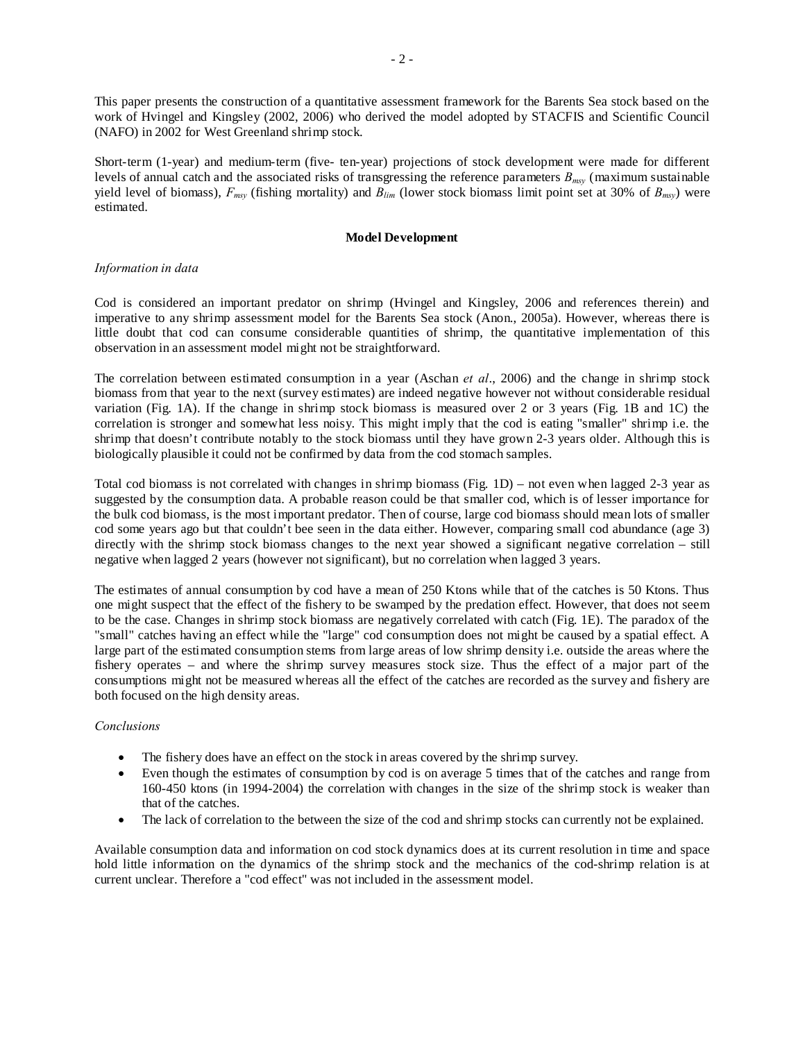This paper presents the construction of a quantitative assessment framework for the Barents Sea stock based on the work of Hvingel and Kingsley (2002, 2006) who derived the model adopted by STACFIS and Scientific Council (NAFO) in 2002 for West Greenland shrimp stock.

Short-term (1-year) and medium-term (five- ten-year) projections of stock development were made for different levels of annual catch and the associated risks of transgressing the reference parameters $B_{msy}$ (maximum sustainable yield level of biomass), $F_{msy}$ (fishing mortality) and $B_{lim}$ (lower stock biomass limit point set at 30% of $B_{msy}$) were estimated.

## Model Development

*Information in data*

Cod is considered an important predator on shrimp (Hvingel and Kingsley, 2006 and references therein) and imperative to any shrimp assessment model for the Barents Sea stock (Anon., 2005a). However, whereas there is little doubt that cod can consume considerable quantities of shrimp, the quantitative implementation of this observation in an assessment model might not be straightforward.

The correlation between estimated consumption in a year (Aschan *et al*., 2006) and the change in shrimp stock biomass from that year to the next (survey estimates) are indeed negative however not without considerable residual variation (Fig. 1A). If the change in shrimp stock biomass is measured over 2 or 3 years (Fig. 1B and 1C) the correlation is stronger and somewhat less noisy. This might imply that the cod is eating "smaller" shrimp i.e. the shrimp that doesn't contribute notably to the stock biomass until they have grown 2-3 years older. Although this is biologically plausible it could not be confirmed by data from the cod stomach samples.

Total cod biomass is not correlated with changes in shrimp biomass (Fig. 1D) – not even when lagged 2-3 year as suggested by the consumption data. A probable reason could be that smaller cod, which is of lesser importance for the bulk cod biomass, is the most important predator. Then of course, large cod biomass should mean lots of smaller cod some years ago but that couldn't bee seen in the data either. However, comparing small cod abundance (age 3) directly with the shrimp stock biomass changes to the next year showed a significant negative correlation – still negative when lagged 2 years (however not significant), but no correlation when lagged 3 years.

The estimates of annual consumption by cod have a mean of 250 Ktons while that of the catches is 50 Ktons. Thus one might suspect that the effect of the fishery to be swamped by the predation effect. However, that does not seem to be the case. Changes in shrimp stock biomass are negatively correlated with catch (Fig. 1E). The paradox of the "small" catches having an effect while the "large" cod consumption does not might be caused by a spatial effect. A large part of the estimated consumption stems from large areas of low shrimp density i.e. outside the areas where the fishery operates – and where the shrimp survey measures stock size. Thus the effect of a major part of the consumptions might not be measured whereas all the effect of the catches are recorded as the survey and fishery are both focused on the high density areas.

*Conclusions*

- The fishery does have an effect on the stock in areas covered by the shrimp survey.
- Even though the estimates of consumption by cod is on average 5 times that of the catches and range from 160-450 ktons (in 1994-2004) the correlation with changes in the size of the shrimp stock is weaker than that of the catches.
- The lack of correlation to the between the size of the cod and shrimp stocks can currently not be explained.

Available consumption data and information on cod stock dynamics does at its current resolution in time and space hold little information on the dynamics of the shrimp stock and the mechanics of the cod-shrimp relation is at current unclear. Therefore a "cod effect" was not included in the assessment model.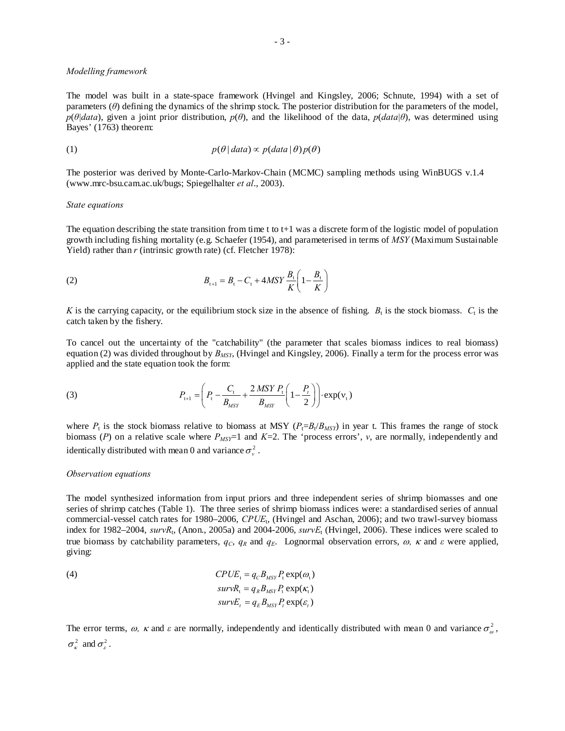*Modelling framework*

The model was built in a state-space framework (Hvingel and Kingsley, 2006; Schnute, 1994) with a set of parameters ($\theta$) defining the dynamics of the shrimp stock. The posterior distribution for the parameters of the model, $p(\theta|data)$, given a joint prior distribution, $p(\theta)$, and the likelihood of the data, $p(data|\theta)$, was determined using Bayes' (1763) theorem:

$$p(\theta \mid data) \propto p(data \mid \theta)\, p(\theta) \tag{1}$$

The posterior was derived by Monte-Carlo-Markov-Chain (MCMC) sampling methods using WinBUGS v.1.4 (www.mrc-bsu.cam.ac.uk/bugs; Spiegelhalter *et al*., 2003).

*State equations*

The equation describing the state transition from time t to t+1 was a discrete form of the logistic model of population growth including fishing mortality (e.g. Schaefer (1954), and parameterised in terms of *MSY* (Maximum Sustainable Yield) rather than *r* (intrinsic growth rate) (cf. Fletcher 1978):

$$B_{t+1} = B_t - C_t + 4MSY\frac{B_t}{K}\left(1 - \frac{B_t}{K}\right) \tag{2}$$

$K$ is the carrying capacity, or the equilibrium stock size in the absence of fishing. $B_t$ is the stock biomass. $C_t$ is the catch taken by the fishery.

To cancel out the uncertainty of the "catchability" (the parameter that scales biomass indices to real biomass) equation (2) was divided throughout by $B_{MSY}$, (Hvingel and Kingsley, 2006). Finally a term for the process error was applied and the state equation took the form:

$$P_{t+1} = \left(P_t - \frac{C_t}{B_{MSY}} + \frac{2\,MSY\,P_t}{B_{MSY}}\left(1 - \frac{P_t}{2}\right)\right)\cdot \exp(\nu_t) \tag{3}$$

where $P_t$ is the stock biomass relative to biomass at MSY ($P_t$=$B_t/B_{MSY}$) in year t. This frames the range of stock biomass ($P$) on a relative scale where $P_{MSY}$=1 and $K$=2. The 'process errors', $v$, are normally, independently and identically distributed with mean 0 and variance $\sigma_v^2$.

*Observation equations*

The model synthesized information from input priors and three independent series of shrimp biomasses and one series of shrimp catches (Table 1). The three series of shrimp biomass indices were: a standardised series of annual commercial-vessel catch rates for 1980–2006, $CPUE_t$, (Hvingel and Aschan, 2006); and two trawl-survey biomass index for 1982–2004, $survR_t$, (Anon., 2005a) and 2004-2006, $survE_t$ (Hvingel, 2006). These indices were scaled to true biomass by catchability parameters, $q_C$, $q_R$ and $q_E$. Lognormal observation errors, $\omega$, $\kappa$ and $\varepsilon$ were applied, giving:

$$\begin{aligned} CPUE_t &= q_C B_{MSY} P_t \exp(\omega_t) \\ survR_t &= q_R B_{MSY} P_t \exp(\kappa_t) \\ survE_t &= q_E B_{MSY} P_t \exp(\varepsilon_t) \end{aligned} \tag{4}$$

The error terms, $\omega$, $\kappa$ and $\varepsilon$ are normally, independently and identically distributed with mean 0 and variance $\sigma_\omega^2$, $\sigma_\kappa^2$ and $\sigma_\varepsilon^2$.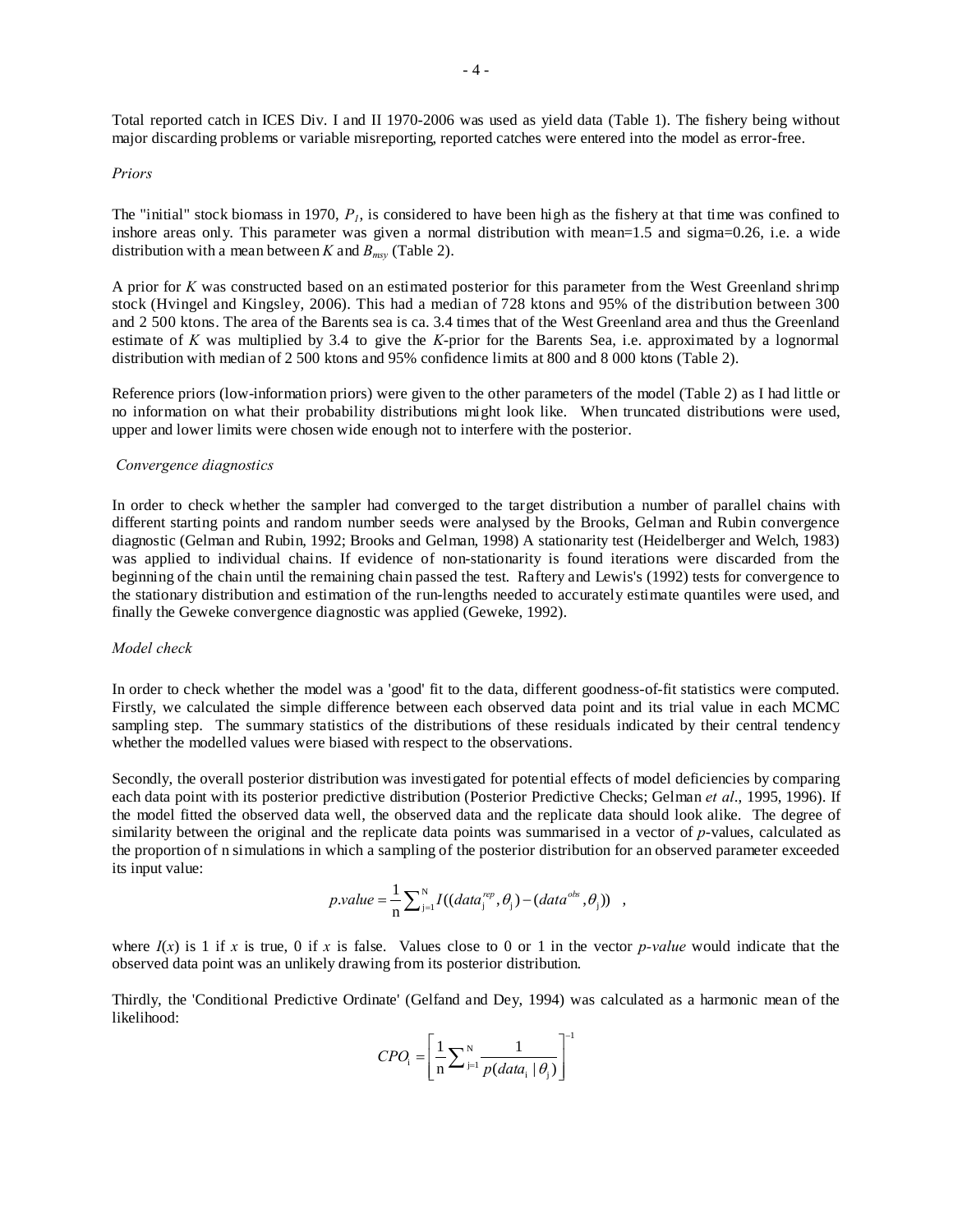Total reported catch in ICES Div. I and II 1970-2006 was used as yield data (Table 1). The fishery being without major discarding problems or variable misreporting, reported catches were entered into the model as error-free.

### *Priors*

The "initial" stock biomass in 1970, $P_1$, is considered to have been high as the fishery at that time was confined to inshore areas only. This parameter was given a normal distribution with mean=1.5 and sigma=0.26, i.e. a wide distribution with a mean between $K$ and $B_{msy}$ (Table 2).

A prior for $K$ was constructed based on an estimated posterior for this parameter from the West Greenland shrimp stock (Hvingel and Kingsley, 2006). This had a median of 728 ktons and 95% of the distribution between 300 and 2 500 ktons. The area of the Barents sea is ca. 3.4 times that of the West Greenland area and thus the Greenland estimate of $K$ was multiplied by 3.4 to give the $K$-prior for the Barents Sea, i.e. approximated by a lognormal distribution with median of 2 500 ktons and 95% confidence limits at 800 and 8 000 ktons (Table 2).

Reference priors (low-information priors) were given to the other parameters of the model (Table 2) as I had little or no information on what their probability distributions might look like. When truncated distributions were used, upper and lower limits were chosen wide enough not to interfere with the posterior.

### *Convergence diagnostics*

In order to check whether the sampler had converged to the target distribution a number of parallel chains with different starting points and random number seeds were analysed by the Brooks, Gelman and Rubin convergence diagnostic (Gelman and Rubin, 1992; Brooks and Gelman, 1998) A stationarity test (Heidelberger and Welch, 1983) was applied to individual chains. If evidence of non-stationarity is found iterations were discarded from the beginning of the chain until the remaining chain passed the test. Raftery and Lewis's (1992) tests for convergence to the stationary distribution and estimation of the run-lengths needed to accurately estimate quantiles were used, and finally the Geweke convergence diagnostic was applied (Geweke, 1992).

### *Model check*

In order to check whether the model was a 'good' fit to the data, different goodness-of-fit statistics were computed. Firstly, we calculated the simple difference between each observed data point and its trial value in each MCMC sampling step. The summary statistics of the distributions of these residuals indicated by their central tendency whether the modelled values were biased with respect to the observations.

Secondly, the overall posterior distribution was investigated for potential effects of model deficiencies by comparing each data point with its posterior predictive distribution (Posterior Predictive Checks; Gelman *et al*., 1995, 1996). If the model fitted the observed data well, the observed data and the replicate data should look alike. The degree of similarity between the original and the replicate data points was summarised in a vector of $p$-values, calculated as the proportion of n simulations in which a sampling of the posterior distribution for an observed parameter exceeded its input value:

$$p.value = \frac{1}{\mathrm{n}}\sum\nolimits_{\mathrm{j=1}}^{\mathrm{N}} I((data_{\mathrm{j}}^{rep}, \theta_{\mathrm{j}}) - (data^{obs}, \theta_{\mathrm{j}})) \quad ,$$

where $I(x)$ is 1 if $x$ is true, 0 if $x$ is false. Values close to 0 or 1 in the vector *p-value* would indicate that the observed data point was an unlikely drawing from its posterior distribution.

Thirdly, the 'Conditional Predictive Ordinate' (Gelfand and Dey, 1994) was calculated as a harmonic mean of the likelihood:

$$CPO_{\mathrm{i}} = \left[\frac{1}{\mathrm{n}}\sum\nolimits_{\mathrm{j=1}}^{\mathrm{N}} \frac{1}{p(data_{\mathrm{i}} \mid \theta_{\mathrm{j}})}\right]^{-1}$$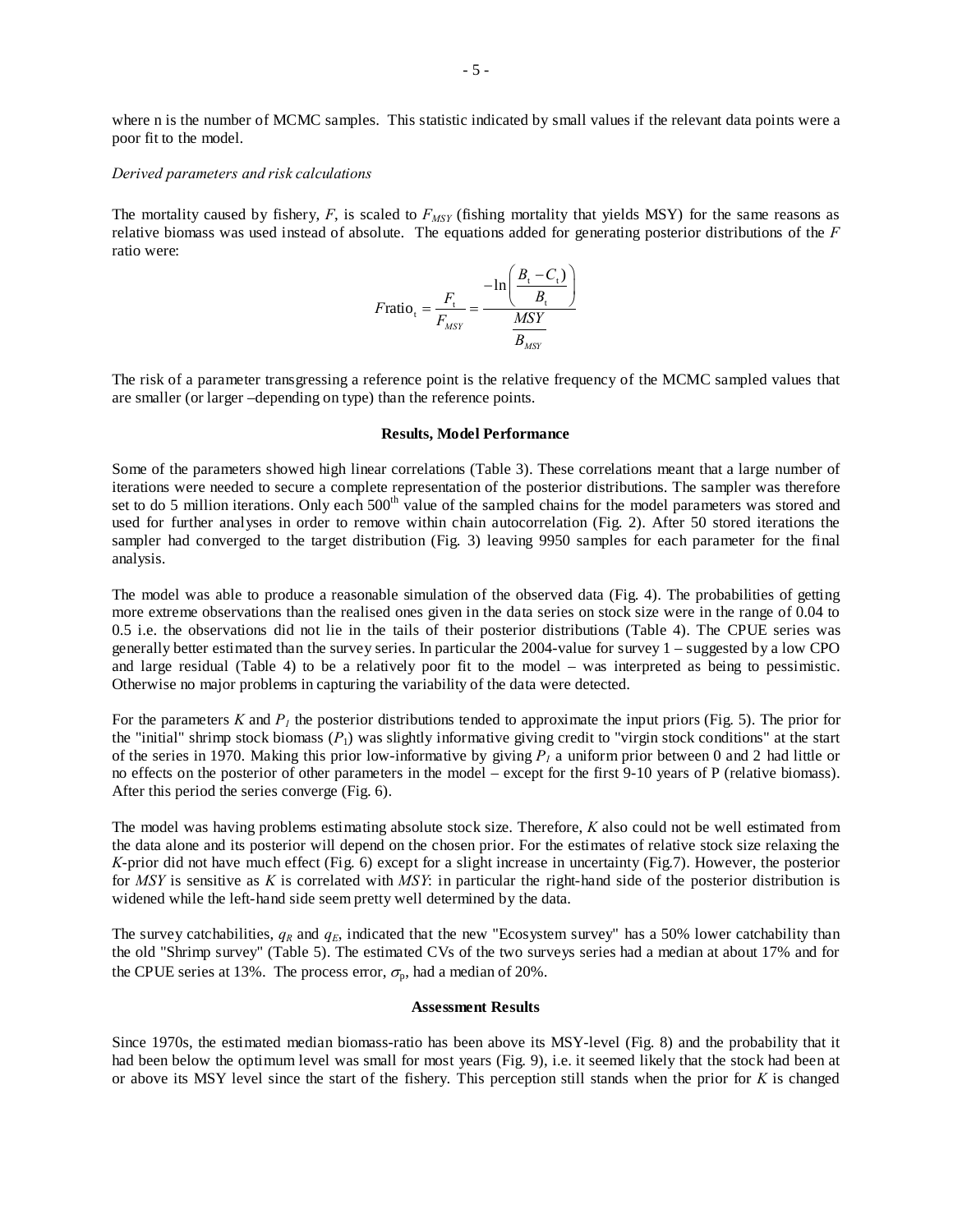where n is the number of MCMC samples. This statistic indicated by small values if the relevant data points were a poor fit to the model.

*Derived parameters and risk calculations*

The mortality caused by fishery, $F$, is scaled to $F_{MSY}$ (fishing mortality that yields MSY) for the same reasons as relative biomass was used instead of absolute. The equations added for generating posterior distributions of the $F$ ratio were:

$$F\text{ratio}_t = \frac{F_t}{F_{MSY}} = \frac{-\ln\left(\dfrac{B_t - C_t)}{B_t}\right)}{\dfrac{MSY}{B_{MSY}}}$$

The risk of a parameter transgressing a reference point is the relative frequency of the MCMC sampled values that are smaller (or larger –depending on type) than the reference points.

**Results, Model Performance**

Some of the parameters showed high linear correlations (Table 3). These correlations meant that a large number of iterations were needed to secure a complete representation of the posterior distributions. The sampler was therefore set to do 5 million iterations. Only each 500th value of the sampled chains for the model parameters was stored and used for further analyses in order to remove within chain autocorrelation (Fig. 2). After 50 stored iterations the sampler had converged to the target distribution (Fig. 3) leaving 9950 samples for each parameter for the final analysis.

The model was able to produce a reasonable simulation of the observed data (Fig. 4). The probabilities of getting more extreme observations than the realised ones given in the data series on stock size were in the range of 0.04 to 0.5 i.e. the observations did not lie in the tails of their posterior distributions (Table 4). The CPUE series was generally better estimated than the survey series. In particular the 2004-value for survey 1 – suggested by a low CPO and large residual (Table 4) to be a relatively poor fit to the model – was interpreted as being to pessimistic. Otherwise no major problems in capturing the variability of the data were detected.

For the parameters $K$ and $P_1$ the posterior distributions tended to approximate the input priors (Fig. 5). The prior for the "initial" shrimp stock biomass ($P_1$) was slightly informative giving credit to "virgin stock conditions" at the start of the series in 1970. Making this prior low-informative by giving $P_1$ a uniform prior between 0 and 2 had little or no effects on the posterior of other parameters in the model – except for the first 9-10 years of P (relative biomass). After this period the series converge (Fig. 6).

The model was having problems estimating absolute stock size. Therefore, $K$ also could not be well estimated from the data alone and its posterior will depend on the chosen prior. For the estimates of relative stock size relaxing the $K$-prior did not have much effect (Fig. 6) except for a slight increase in uncertainty (Fig.7). However, the posterior for $MSY$ is sensitive as $K$ is correlated with $MSY$: in particular the right-hand side of the posterior distribution is widened while the left-hand side seem pretty well determined by the data.

The survey catchabilities, $q_R$ and $q_E$, indicated that the new "Ecosystem survey" has a 50% lower catchability than the old "Shrimp survey" (Table 5). The estimated CVs of the two surveys series had a median at about 17% and for the CPUE series at 13%. The process error, $\sigma_p$, had a median of 20%.

**Assessment Results**

Since 1970s, the estimated median biomass-ratio has been above its MSY-level (Fig. 8) and the probability that it had been below the optimum level was small for most years (Fig. 9), i.e. it seemed likely that the stock had been at or above its MSY level since the start of the fishery. This perception still stands when the prior for $K$ is changed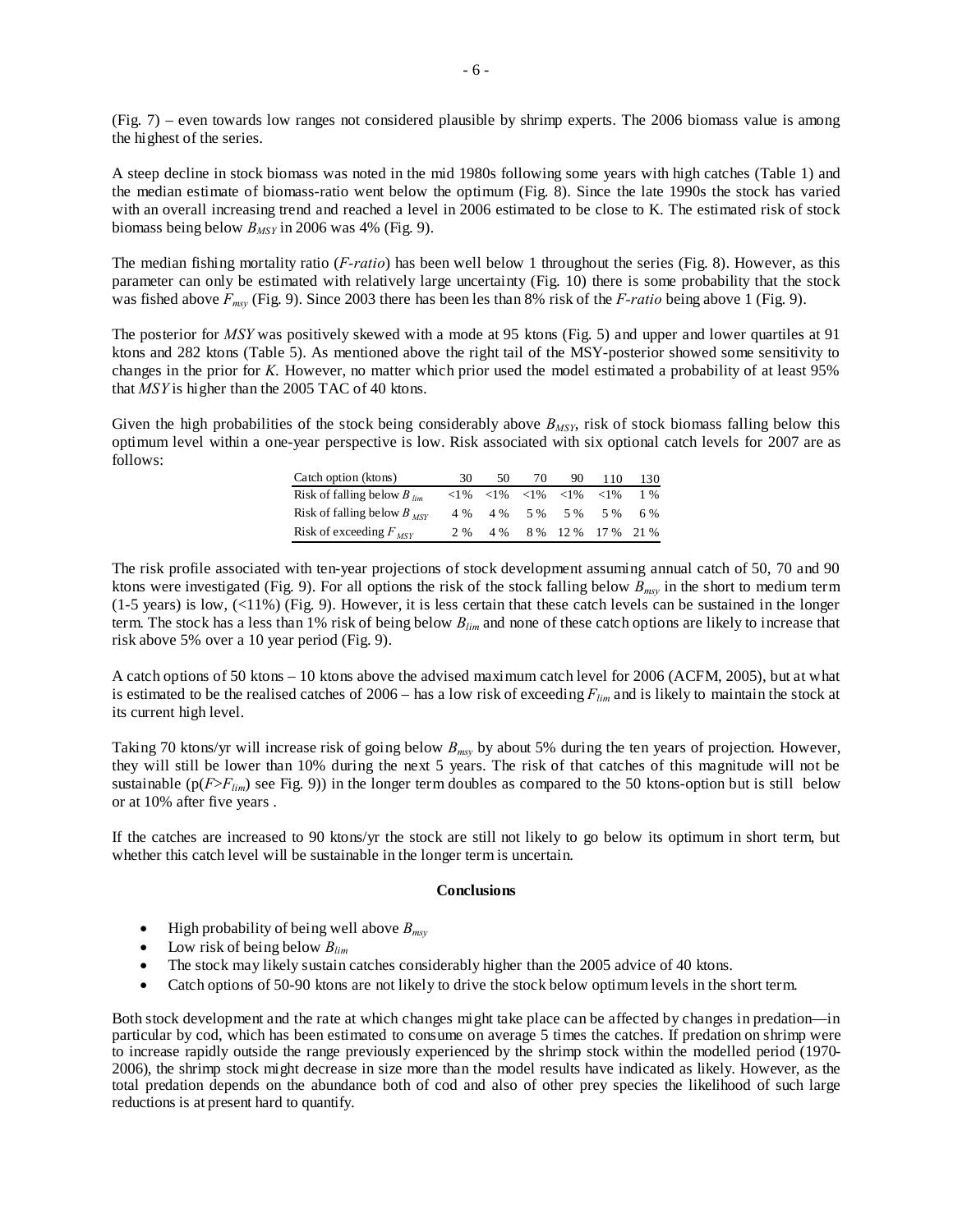(Fig. 7) – even towards low ranges not considered plausible by shrimp experts. The 2006 biomass value is among the highest of the series.

A steep decline in stock biomass was noted in the mid 1980s following some years with high catches (Table 1) and the median estimate of biomass-ratio went below the optimum (Fig. 8). Since the late 1990s the stock has varied with an overall increasing trend and reached a level in 2006 estimated to be close to K. The estimated risk of stock biomass being below $B_{MSY}$ in 2006 was 4% (Fig. 9).

The median fishing mortality ratio (*F-ratio*) has been well below 1 throughout the series (Fig. 8). However, as this parameter can only be estimated with relatively large uncertainty (Fig. 10) there is some probability that the stock was fished above $F_{msy}$ (Fig. 9). Since 2003 there has been les than 8% risk of the *F-ratio* being above 1 (Fig. 9).

The posterior for *MSY* was positively skewed with a mode at 95 ktons (Fig. 5) and upper and lower quartiles at 91 ktons and 282 ktons (Table 5). As mentioned above the right tail of the MSY-posterior showed some sensitivity to changes in the prior for *K*. However, no matter which prior used the model estimated a probability of at least 95% that *MSY* is higher than the 2005 TAC of 40 ktons.

Given the high probabilities of the stock being considerably above $B_{MSY}$, risk of stock biomass falling below this optimum level within a one-year perspective is low. Risk associated with six optional catch levels for 2007 are as follows:

| Catch option (ktons) | 30 | 50 | 70 | 90 | 110 | 130 |
|---|---|---|---|---|---|---|
| Risk of falling below $B_{lim}$ | <1% | <1% | <1% | <1% | <1% | 1 % |
| Risk of falling below $B_{MSY}$ | 4 % | 4 % | 5 % | 5 % | 5 % | 6 % |
| Risk of exceeding $F_{MSY}$ | 2 % | 4 % | 8 % | 12 % | 17 % | 21 % |

The risk profile associated with ten-year projections of stock development assuming annual catch of 50, 70 and 90 ktons were investigated (Fig. 9). For all options the risk of the stock falling below $B_{msy}$ in the short to medium term (1-5 years) is low, (<11%) (Fig. 9). However, it is less certain that these catch levels can be sustained in the longer term. The stock has a less than 1% risk of being below $B_{lim}$ and none of these catch options are likely to increase that risk above 5% over a 10 year period (Fig. 9).

A catch options of 50 ktons – 10 ktons above the advised maximum catch level for 2006 (ACFM, 2005), but at what is estimated to be the realised catches of 2006 – has a low risk of exceeding $F_{lim}$ and is likely to maintain the stock at its current high level.

Taking 70 ktons/yr will increase risk of going below $B_{msy}$ by about 5% during the ten years of projection. However, they will still be lower than 10% during the next 5 years. The risk of that catches of this magnitude will not be sustainable (p($F$>$F_{lim}$) see Fig. 9)) in the longer term doubles as compared to the 50 ktons-option but is still below or at 10% after five years .

If the catches are increased to 90 ktons/yr the stock are still not likely to go below its optimum in short term, but whether this catch level will be sustainable in the longer term is uncertain.

**Conclusions**

- High probability of being well above $B_{msy}$
- Low risk of being below $B_{lim}$
- The stock may likely sustain catches considerably higher than the 2005 advice of 40 ktons.
- Catch options of 50-90 ktons are not likely to drive the stock below optimum levels in the short term.

Both stock development and the rate at which changes might take place can be affected by changes in predation—in particular by cod, which has been estimated to consume on average 5 times the catches. If predation on shrimp were to increase rapidly outside the range previously experienced by the shrimp stock within the modelled period (1970-2006), the shrimp stock might decrease in size more than the model results have indicated as likely. However, as the total predation depends on the abundance both of cod and also of other prey species the likelihood of such large reductions is at present hard to quantify.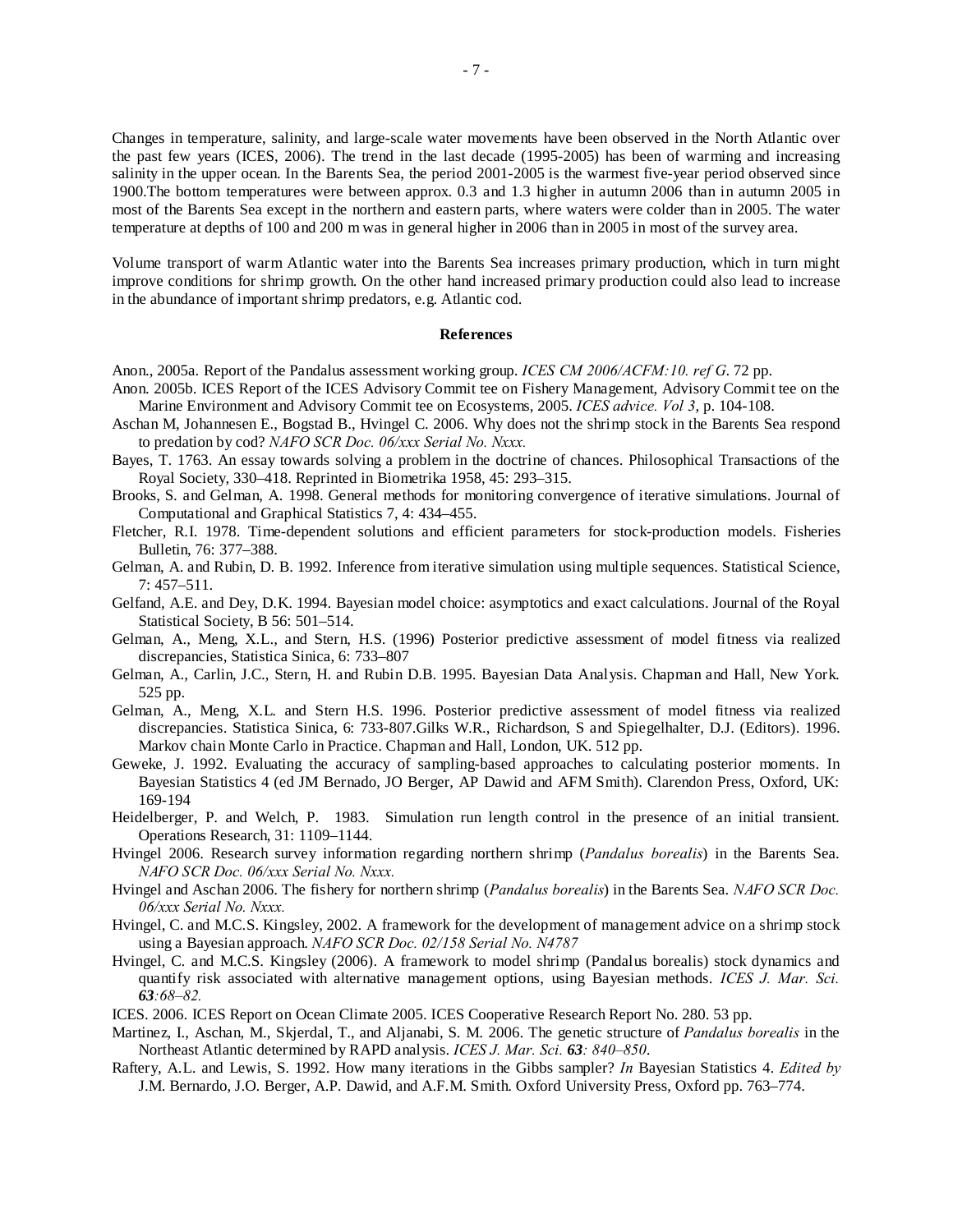Changes in temperature, salinity, and large-scale water movements have been observed in the North Atlantic over the past few years (ICES, 2006). The trend in the last decade (1995-2005) has been of warming and increasing salinity in the upper ocean. In the Barents Sea, the period 2001-2005 is the warmest five-year period observed since 1900.The bottom temperatures were between approx. 0.3 and 1.3 higher in autumn 2006 than in autumn 2005 in most of the Barents Sea except in the northern and eastern parts, where waters were colder than in 2005. The water temperature at depths of 100 and 200 m was in general higher in 2006 than in 2005 in most of the survey area.

Volume transport of warm Atlantic water into the Barents Sea increases primary production, which in turn might improve conditions for shrimp growth. On the other hand increased primary production could also lead to increase in the abundance of important shrimp predators, e.g. Atlantic cod.

## References

Anon., 2005a. Report of the Pandalus assessment working group. *ICES CM 2006/ACFM:10. ref G*. 72 pp.

Anon. 2005b. ICES Report of the ICES Advisory Committee on Fishery Management, Advisory Committee on the Marine Environment and Advisory Committee on Ecosystems, 2005. *ICES advice. Vol 3*, p. 104-108.

Aschan M, Johannesen E., Bogstad B., Hvingel C. 2006. Why does not the shrimp stock in the Barents Sea respond to predation by cod? *NAFO SCR Doc. 06/xxx Serial No. Nxxx.*

Bayes, T. 1763. An essay towards solving a problem in the doctrine of chances. Philosophical Transactions of the Royal Society, 330–418. Reprinted in Biometrika 1958, 45: 293–315.

Brooks, S. and Gelman, A. 1998. General methods for monitoring convergence of iterative simulations. Journal of Computational and Graphical Statistics 7, 4: 434–455.

Fletcher, R.I. 1978. Time-dependent solutions and efficient parameters for stock-production models. Fisheries Bulletin, 76: 377–388.

Gelman, A. and Rubin, D. B. 1992. Inference from iterative simulation using multiple sequences. Statistical Science, 7: 457–511.

Gelfand, A.E. and Dey, D.K. 1994. Bayesian model choice: asymptotics and exact calculations. Journal of the Royal Statistical Society, B 56: 501–514.

Gelman, A., Meng, X.L., and Stern, H.S. (1996) Posterior predictive assessment of model fitness via realized discrepancies, Statistica Sinica, 6: 733–807

Gelman, A., Carlin, J.C., Stern, H. and Rubin D.B. 1995. Bayesian Data Analysis. Chapman and Hall, New York. 525 pp.

Gelman, A., Meng, X.L. and Stern H.S. 1996. Posterior predictive assessment of model fitness via realized discrepancies. Statistica Sinica, 6: 733-807.Gilks W.R., Richardson, S and Spiegelhalter, D.J. (Editors). 1996. Markov chain Monte Carlo in Practice. Chapman and Hall, London, UK. 512 pp.

Geweke, J. 1992. Evaluating the accuracy of sampling-based approaches to calculating posterior moments. In Bayesian Statistics 4 (ed JM Bernado, JO Berger, AP Dawid and AFM Smith). Clarendon Press, Oxford, UK: 169-194

Heidelberger, P. and Welch, P. 1983. Simulation run length control in the presence of an initial transient. Operations Research, 31: 1109–1144.

Hvingel 2006. Research survey information regarding northern shrimp (*Pandalus borealis*) in the Barents Sea. *NAFO SCR Doc. 06/xxx Serial No. Nxxx.*

Hvingel and Aschan 2006. The fishery for northern shrimp (*Pandalus borealis*) in the Barents Sea. *NAFO SCR Doc. 06/xxx Serial No. Nxxx.*

Hvingel, C. and M.C.S. Kingsley, 2002. A framework for the development of management advice on a shrimp stock using a Bayesian approach. *NAFO SCR Doc. 02/158 Serial No. N4787*

Hvingel, C. and M.C.S. Kingsley (2006). A framework to model shrimp (Pandalus borealis) stock dynamics and quantify risk associated with alternative management options, using Bayesian methods. *ICES J. Mar. Sci.* ***63****:68–82.*

ICES. 2006. ICES Report on Ocean Climate 2005. ICES Cooperative Research Report No. 280. 53 pp.

Martinez, I., Aschan, M., Skjerdal, T., and Aljanabi, S. M. 2006. The genetic structure of *Pandalus borealis* in the Northeast Atlantic determined by RAPD analysis. *ICES J. Mar. Sci.* ***63****: 840–850*.

Raftery, A.L. and Lewis, S. 1992. How many iterations in the Gibbs sampler? *In* Bayesian Statistics 4. *Edited by* J.M. Bernardo, J.O. Berger, A.P. Dawid, and A.F.M. Smith. Oxford University Press, Oxford pp. 763–774.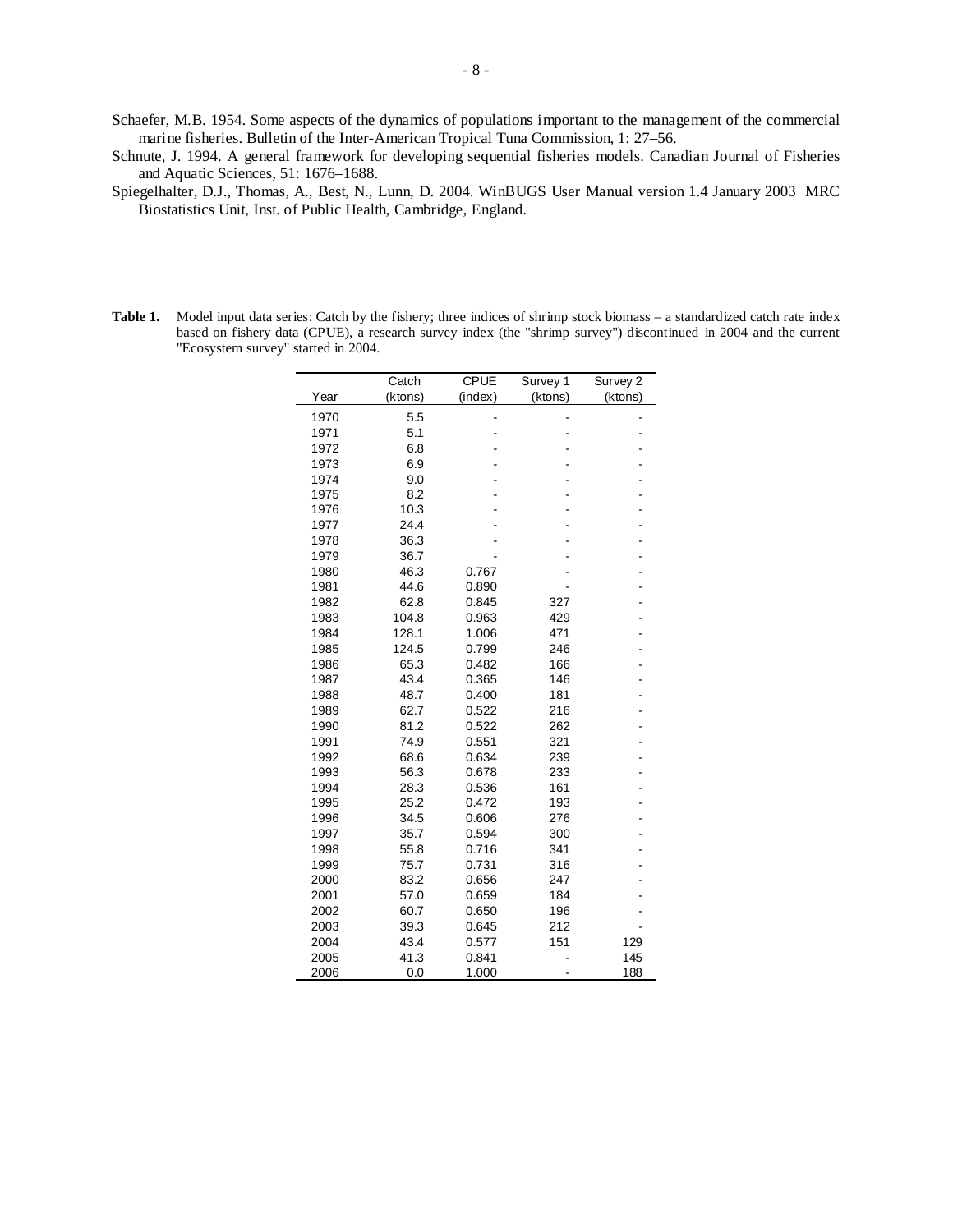Schaefer, M.B. 1954. Some aspects of the dynamics of populations important to the management of the commercial marine fisheries. Bulletin of the Inter-American Tropical Tuna Commission, 1: 27–56.

Schnute, J. 1994. A general framework for developing sequential fisheries models. Canadian Journal of Fisheries and Aquatic Sciences, 51: 1676–1688.

Spiegelhalter, D.J., Thomas, A., Best, N., Lunn, D. 2004. WinBUGS User Manual version 1.4 January 2003 MRC Biostatistics Unit, Inst. of Public Health, Cambridge, England.

**Table 1.** Model input data series: Catch by the fishery; three indices of shrimp stock biomass – a standardized catch rate index based on fishery data (CPUE), a research survey index (the "shrimp survey") discontinued in 2004 and the current "Ecosystem survey" started in 2004.

| Year | Catch (ktons) | CPUE (index) | Survey 1 (ktons) | Survey 2 (ktons) |
|---|---|---|---|---|
| 1970 | 5.5 | - | - | - |
| 1971 | 5.1 | - | - | - |
| 1972 | 6.8 | - | - | - |
| 1973 | 6.9 | - | - | - |
| 1974 | 9.0 | - | - | - |
| 1975 | 8.2 | - | - | - |
| 1976 | 10.3 | - | - | - |
| 1977 | 24.4 | - | - | - |
| 1978 | 36.3 | - | - | - |
| 1979 | 36.7 | - | - | - |
| 1980 | 46.3 | 0.767 | - | - |
| 1981 | 44.6 | 0.890 | - | - |
| 1982 | 62.8 | 0.845 | 327 | - |
| 1983 | 104.8 | 0.963 | 429 | - |
| 1984 | 128.1 | 1.006 | 471 | - |
| 1985 | 124.5 | 0.799 | 246 | - |
| 1986 | 65.3 | 0.482 | 166 | - |
| 1987 | 43.4 | 0.365 | 146 | - |
| 1988 | 48.7 | 0.400 | 181 | - |
| 1989 | 62.7 | 0.522 | 216 | - |
| 1990 | 81.2 | 0.522 | 262 | - |
| 1991 | 74.9 | 0.551 | 321 | - |
| 1992 | 68.6 | 0.634 | 239 | - |
| 1993 | 56.3 | 0.678 | 233 | - |
| 1994 | 28.3 | 0.536 | 161 | - |
| 1995 | 25.2 | 0.472 | 193 | - |
| 1996 | 34.5 | 0.606 | 276 | - |
| 1997 | 35.7 | 0.594 | 300 | - |
| 1998 | 55.8 | 0.716 | 341 | - |
| 1999 | 75.7 | 0.731 | 316 | - |
| 2000 | 83.2 | 0.656 | 247 | - |
| 2001 | 57.0 | 0.659 | 184 | - |
| 2002 | 60.7 | 0.650 | 196 | - |
| 2003 | 39.3 | 0.645 | 212 | - |
| 2004 | 43.4 | 0.577 | 151 | 129 |
| 2005 | 41.3 | 0.841 | - | 145 |
| 2006 | 0.0 | 1.000 | - | 188 |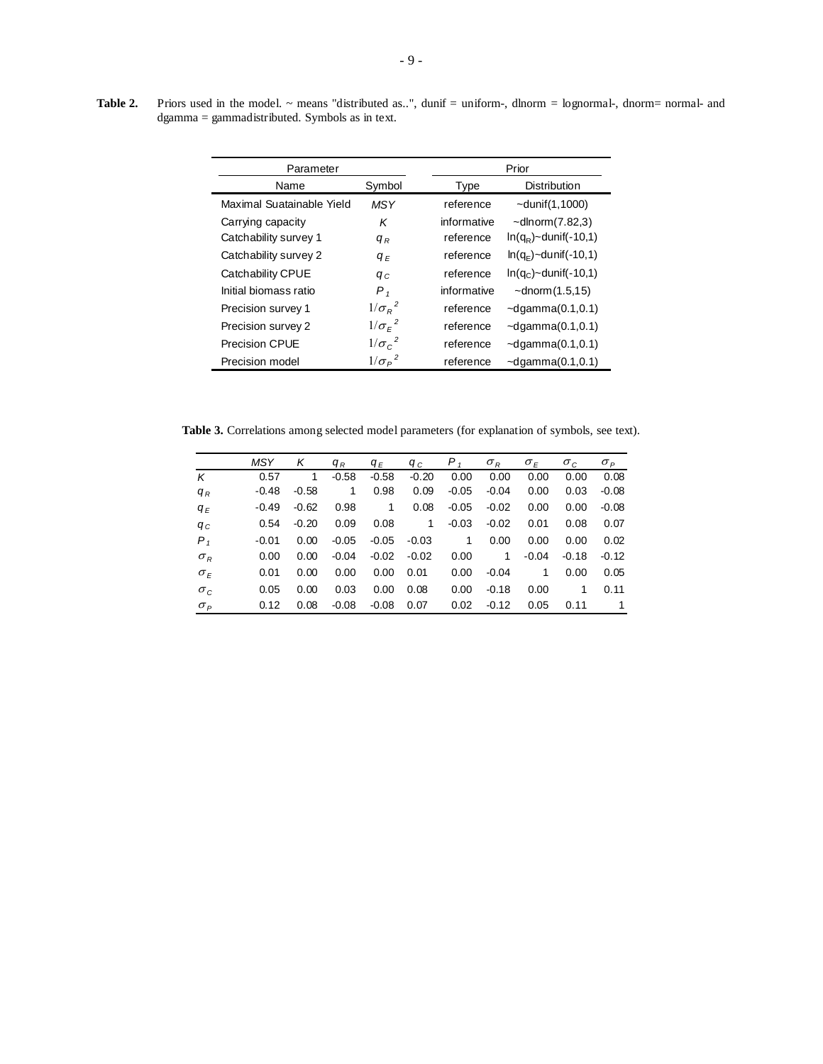**Table 2.** Priors used in the model. ~ means "distributed as..", dunif = uniform-, dlnorm = lognormal-, dnorm= normal- and dgamma = gammadistributed. Symbols as in text.

| Parameter | | Prior | |
|---|---|---|---|
| Name | Symbol | Type | Distribution |
| Maximal Suatainable Yield | $MSY$ | reference | ~dunif(1,1000) |
| Carrying capacity | $K$ | informative | ~dlnorm(7.82,3) |
| Catchability survey 1 | $q_R$ | reference | $\ln(q_R)$~dunif(-10,1) |
| Catchability survey 2 | $q_E$ | reference | $\ln(q_E)$~dunif(-10,1) |
| Catchability CPUE | $q_C$ | reference | $\ln(q_C)$~dunif(-10,1) |
| Initial biomass ratio | $P_1$ | informative | ~dnorm(1.5,15) |
| Precision survey 1 | $1/\sigma_R^2$ | reference | ~dgamma(0.1,0.1) |
| Precision survey 2 | $1/\sigma_E^2$ | reference | ~dgamma(0.1,0.1) |
| Precision CPUE | $1/\sigma_C^2$ | reference | ~dgamma(0.1,0.1) |
| Precision model | $1/\sigma_P^2$ | reference | ~dgamma(0.1,0.1) |

**Table 3.** Correlations among selected model parameters (for explanation of symbols, see text).

| | $MSY$ | $K$ | $q_R$ | $q_E$ | $q_C$ | $P_1$ | $\sigma_R$ | $\sigma_E$ | $\sigma_C$ | $\sigma_P$ |
|---|---|---|---|---|---|---|---|---|---|---|
| $K$ | 0.57 | 1 | -0.58 | -0.58 | -0.20 | 0.00 | 0.00 | 0.00 | 0.00 | 0.08 |
| $q_R$ | -0.48 | -0.58 | 1 | 0.98 | 0.09 | -0.05 | -0.04 | 0.00 | 0.03 | -0.08 |
| $q_E$ | -0.49 | -0.62 | 0.98 | 1 | 0.08 | -0.05 | -0.02 | 0.00 | 0.00 | -0.08 |
| $q_C$ | 0.54 | -0.20 | 0.09 | 0.08 | 1 | -0.03 | -0.02 | 0.01 | 0.08 | 0.07 |
| $P_1$ | -0.01 | 0.00 | -0.05 | -0.05 | -0.03 | 1 | 0.00 | 0.00 | 0.00 | 0.02 |
| $\sigma_R$ | 0.00 | 0.00 | -0.04 | -0.02 | -0.02 | 0.00 | 1 | -0.04 | -0.18 | -0.12 |
| $\sigma_E$ | 0.01 | 0.00 | 0.00 | 0.00 | 0.01 | 0.00 | -0.04 | 1 | 0.00 | 0.05 |
| $\sigma_C$ | 0.05 | 0.00 | 0.03 | 0.00 | 0.08 | 0.00 | -0.18 | 0.00 | 1 | 0.11 |
| $\sigma_P$ | 0.12 | 0.08 | -0.08 | -0.08 | 0.07 | 0.02 | -0.12 | 0.05 | 0.11 | 1 |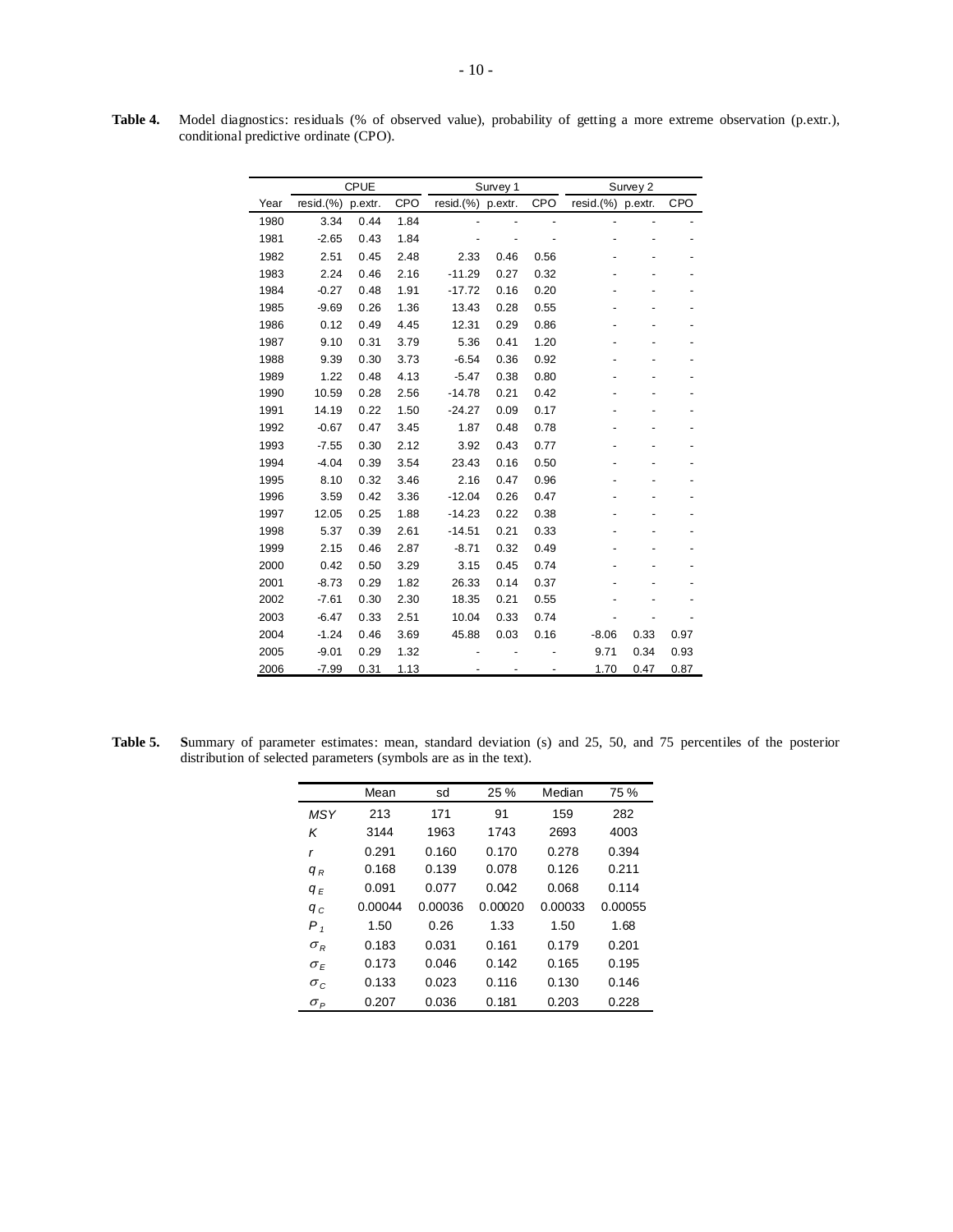**Table 4.** Model diagnostics: residuals (% of observed value), probability of getting a more extreme observation (p.extr.), conditional predictive ordinate (CPO).

| | CPUE | | | Survey 1 | | | Survey 2 | | |
|---|---|---|---|---|---|---|---|---|---|
| Year | resid.(%) | p.extr. | CPO | resid.(%) | p.extr. | CPO | resid.(%) | p.extr. | CPO |
| 1980 | 3.34 | 0.44 | 1.84 | - | - | - | - | - | - |
| 1981 | -2.65 | 0.43 | 1.84 | - | - | - | - | - | - |
| 1982 | 2.51 | 0.45 | 2.48 | 2.33 | 0.46 | 0.56 | - | - | - |
| 1983 | 2.24 | 0.46 | 2.16 | -11.29 | 0.27 | 0.32 | - | - | - |
| 1984 | -0.27 | 0.48 | 1.91 | -17.72 | 0.16 | 0.20 | - | - | - |
| 1985 | -9.69 | 0.26 | 1.36 | 13.43 | 0.28 | 0.55 | - | - | - |
| 1986 | 0.12 | 0.49 | 4.45 | 12.31 | 0.29 | 0.86 | - | - | - |
| 1987 | 9.10 | 0.31 | 3.79 | 5.36 | 0.41 | 1.20 | - | - | - |
| 1988 | 9.39 | 0.30 | 3.73 | -6.54 | 0.36 | 0.92 | - | - | - |
| 1989 | 1.22 | 0.48 | 4.13 | -5.47 | 0.38 | 0.80 | - | - | - |
| 1990 | 10.59 | 0.28 | 2.56 | -14.78 | 0.21 | 0.42 | - | - | - |
| 1991 | 14.19 | 0.22 | 1.50 | -24.27 | 0.09 | 0.17 | - | - | - |
| 1992 | -0.67 | 0.47 | 3.45 | 1.87 | 0.48 | 0.78 | - | - | - |
| 1993 | -7.55 | 0.30 | 2.12 | 3.92 | 0.43 | 0.77 | - | - | - |
| 1994 | -4.04 | 0.39 | 3.54 | 23.43 | 0.16 | 0.50 | - | - | - |
| 1995 | 8.10 | 0.32 | 3.46 | 2.16 | 0.47 | 0.96 | - | - | - |
| 1996 | 3.59 | 0.42 | 3.36 | -12.04 | 0.26 | 0.47 | - | - | - |
| 1997 | 12.05 | 0.25 | 1.88 | -14.23 | 0.22 | 0.38 | - | - | - |
| 1998 | 5.37 | 0.39 | 2.61 | -14.51 | 0.21 | 0.33 | - | - | - |
| 1999 | 2.15 | 0.46 | 2.87 | -8.71 | 0.32 | 0.49 | - | - | - |
| 2000 | 0.42 | 0.50 | 3.29 | 3.15 | 0.45 | 0.74 | - | - | - |
| 2001 | -8.73 | 0.29 | 1.82 | 26.33 | 0.14 | 0.37 | - | - | - |
| 2002 | -7.61 | 0.30 | 2.30 | 18.35 | 0.21 | 0.55 | - | - | - |
| 2003 | -6.47 | 0.33 | 2.51 | 10.04 | 0.33 | 0.74 | - | - | - |
| 2004 | -1.24 | 0.46 | 3.69 | 45.88 | 0.03 | 0.16 | -8.06 | 0.33 | 0.97 |
| 2005 | -9.01 | 0.29 | 1.32 | - | - | - | 9.71 | 0.34 | 0.93 |
| 2006 | -7.99 | 0.31 | 1.13 | - | - | - | 1.70 | 0.47 | 0.87 |

**Table 5.** Summary of parameter estimates: mean, standard deviation (s) and 25, 50, and 75 percentiles of the posterior distribution of selected parameters (symbols are as in the text).

| | Mean | sd | 25 % | Median | 75 % |
|---|---|---|---|---|---|
| $MSY$ | 213 | 171 | 91 | 159 | 282 |
| $K$ | 3144 | 1963 | 1743 | 2693 | 4003 |
| $r$ | 0.291 | 0.160 | 0.170 | 0.278 | 0.394 |
| $q_R$ | 0.168 | 0.139 | 0.078 | 0.126 | 0.211 |
| $q_E$ | 0.091 | 0.077 | 0.042 | 0.068 | 0.114 |
| $q_C$ | 0.00044 | 0.00036 | 0.00020 | 0.00033 | 0.00055 |
| $P_1$ | 1.50 | 0.26 | 1.33 | 1.50 | 1.68 |
| $\sigma_R$ | 0.183 | 0.031 | 0.161 | 0.179 | 0.201 |
| $\sigma_E$ | 0.173 | 0.046 | 0.142 | 0.165 | 0.195 |
| $\sigma_C$ | 0.133 | 0.023 | 0.116 | 0.130 | 0.146 |
| $\sigma_P$ | 0.207 | 0.036 | 0.181 | 0.203 | 0.228 |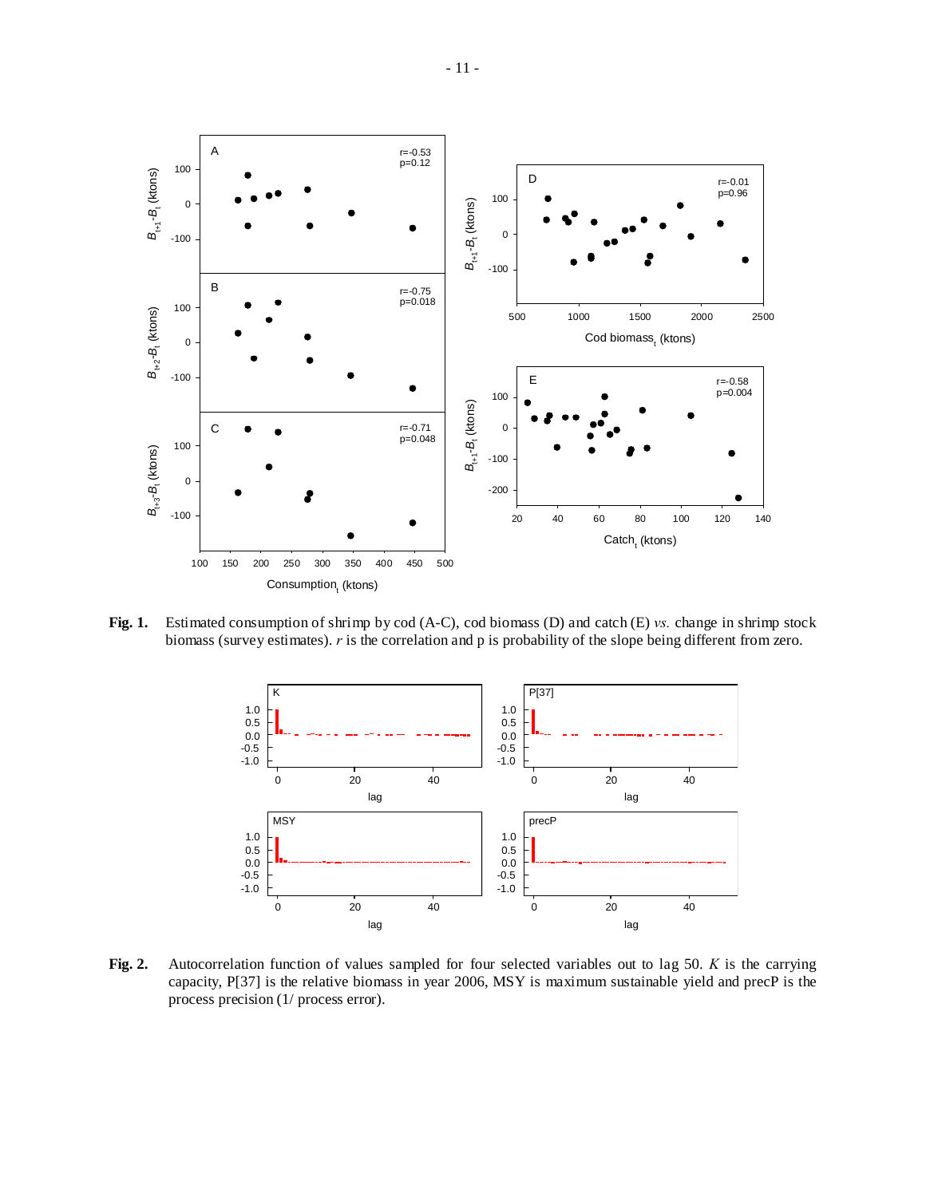**Fig. 1.** Estimated consumption of shrimp by cod (A-C), cod biomass (D) and catch (E) *vs.* change in shrimp stock biomass (survey estimates). *r* is the correlation and p is probability of the slope being different from zero.

**Fig. 2.** Autocorrelation function of values sampled for four selected variables out to lag 50. *K* is the carrying capacity, P[37] is the relative biomass in year 2006, MSY is maximum sustainable yield and precP is the process precision (1/ process error).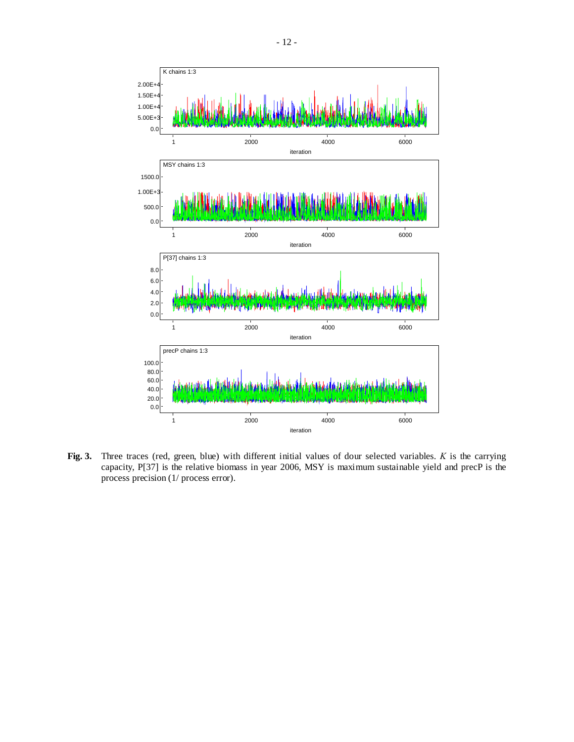**Fig. 3.** Three traces (red, green, blue) with different initial values of dour selected variables. *K* is the carrying capacity, P[37] is the relative biomass in year 2006, MSY is maximum sustainable yield and precP is the process precision (1/ process error).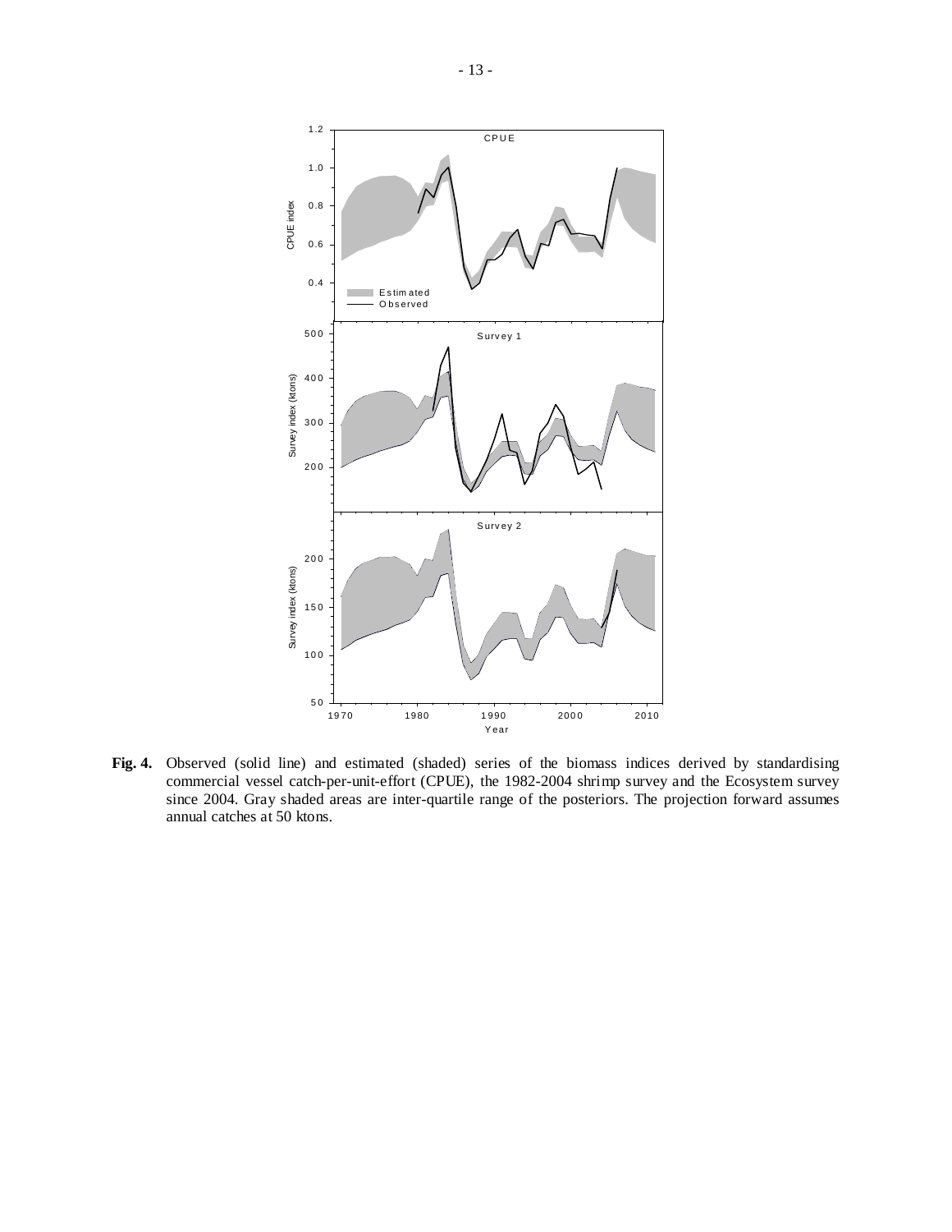**Fig. 4.** Observed (solid line) and estimated (shaded) series of the biomass indices derived by standardising commercial vessel catch-per-unit-effort (CPUE), the 1982-2004 shrimp survey and the Ecosystem survey since 2004. Gray shaded areas are inter-quartile range of the posteriors. The projection forward assumes annual catches at 50 ktons.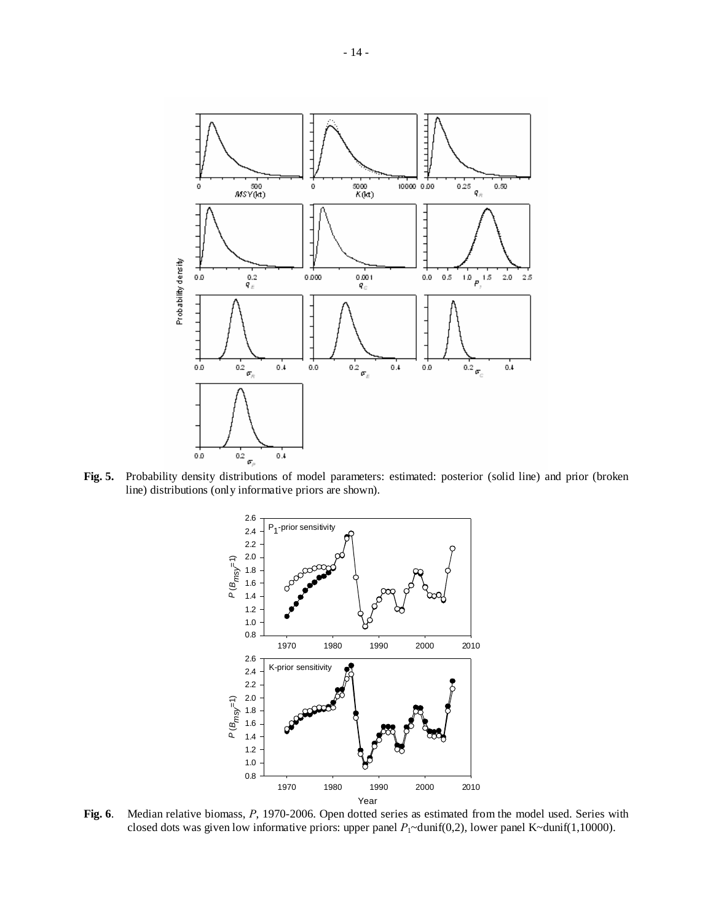**Fig. 5.** Probability density distributions of model parameters: estimated: posterior (solid line) and prior (broken line) distributions (only informative priors are shown).

**Fig. 6**. Median relative biomass, *P*, 1970-2006. Open dotted series as estimated from the model used. Series with closed dots was given low informative priors: upper panel $P_1$~dunif(0,2), lower panel K~dunif(1,10000).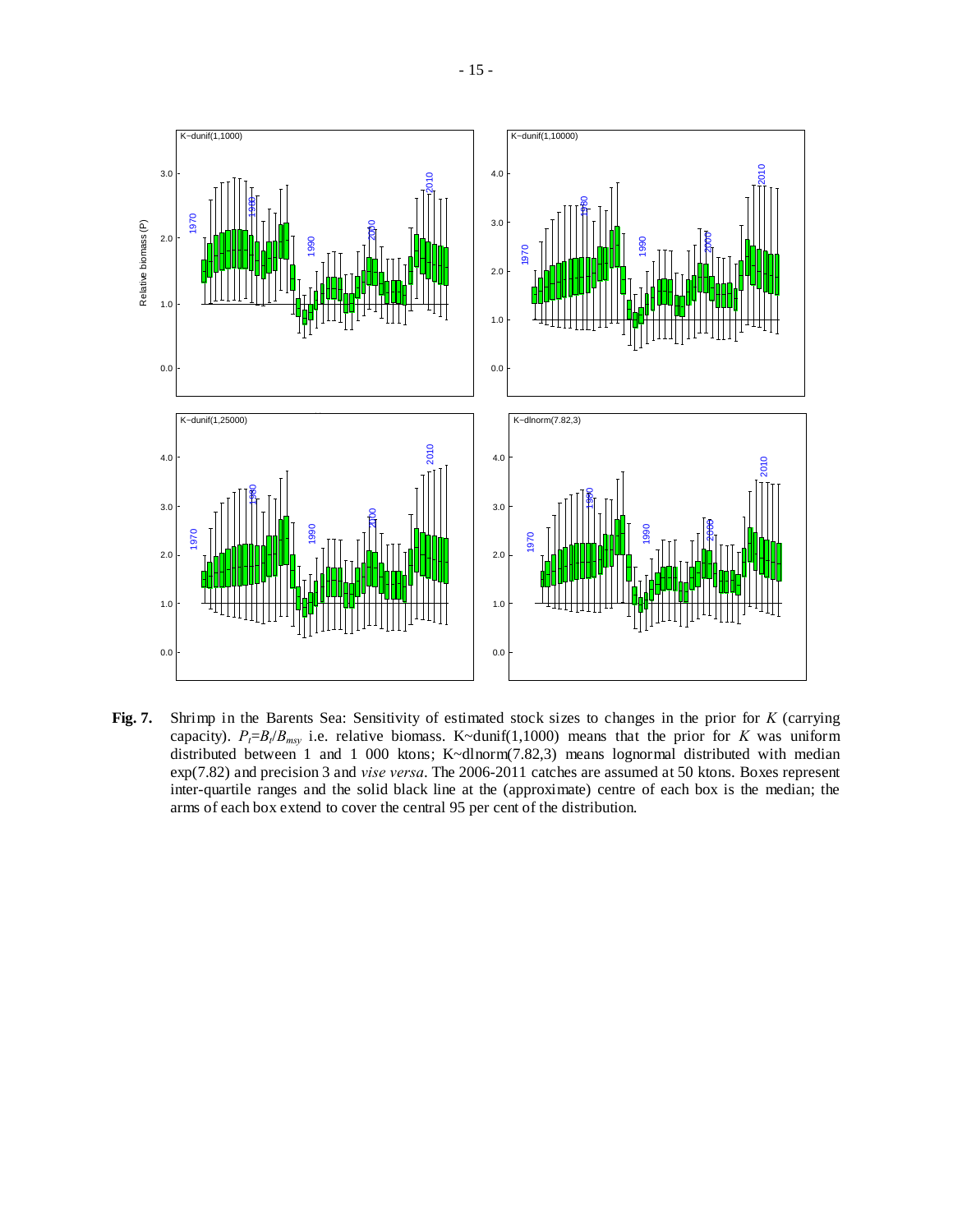**Fig. 7.** Shrimp in the Barents Sea: Sensitivity of estimated stock sizes to changes in the prior for *K* (carrying capacity). $P_t=B_t/B_{msy}$ i.e. relative biomass. K~dunif(1,1000) means that the prior for *K* was uniform distributed between 1 and 1 000 ktons; K~dlnorm(7.82,3) means lognormal distributed with median exp(7.82) and precision 3 and *vise versa*. The 2006-2011 catches are assumed at 50 ktons. Boxes represent inter-quartile ranges and the solid black line at the (approximate) centre of each box is the median; the arms of each box extend to cover the central 95 per cent of the distribution.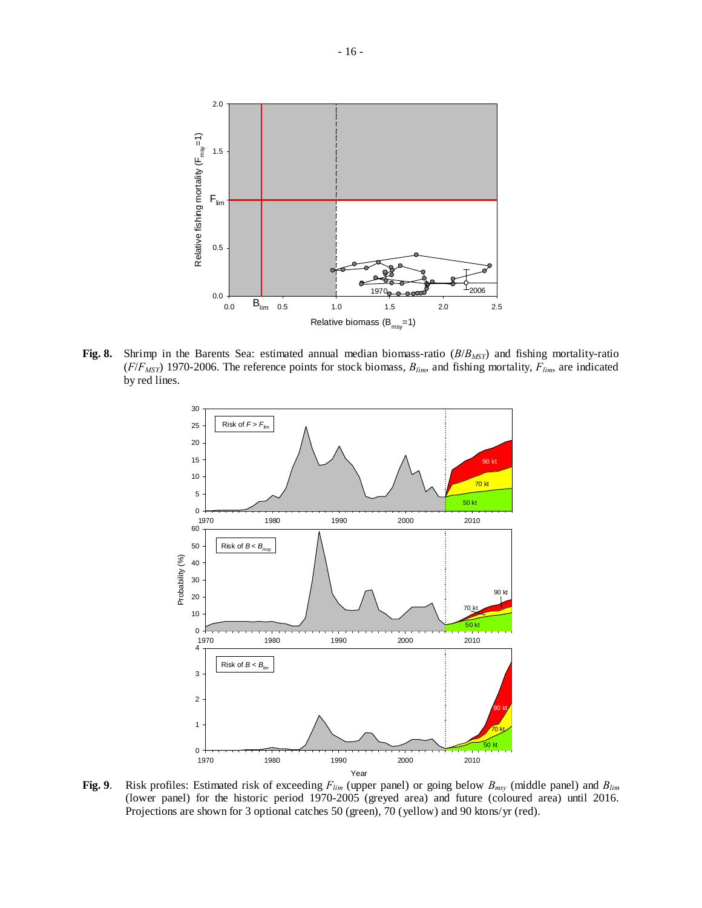**Fig. 8.** Shrimp in the Barents Sea: estimated annual median biomass-ratio ($B/B_{MSY}$) and fishing mortality-ratio ($F/F_{MSY}$) 1970-2006. The reference points for stock biomass, $B_{lim}$, and fishing mortality, $F_{lim}$, are indicated by red lines.

**Fig. 9**. Risk profiles: Estimated risk of exceeding $F_{lim}$ (upper panel) or going below $B_{msy}$ (middle panel) and $B_{lim}$ (lower panel) for the historic period 1970-2005 (greyed area) and future (coloured area) until 2016. Projections are shown for 3 optional catches 50 (green), 70 (yellow) and 90 ktons/yr (red).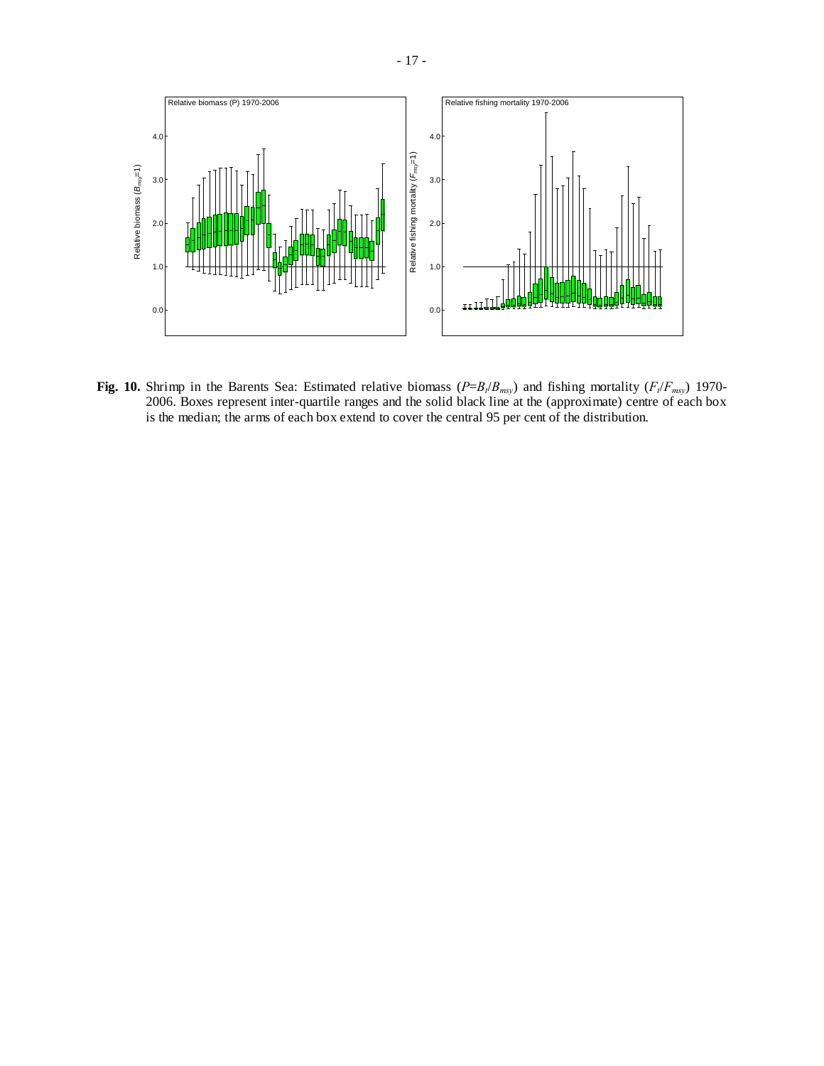Relative biomass (P) 1970-2006

Relative biomass ($B_{msy}$=1)

4.0
3.0
2.0
1.0
0.0

Relative fishing mortality 1970-2006

Relative fishing mortality ($F_{msy}$=1)

4.0
3.0
2.0
1.0
0.0

**Fig. 10.** Shrimp in the Barents Sea: Estimated relative biomass ($P$=$B_t$/$B_{msy}$) and fishing mortality ($F_t$/$F_{msy}$) 1970-2006. Boxes represent inter-quartile ranges and the solid black line at the (approximate) centre of each box is the median; the arms of each box extend to cover the central 95 per cent of the distribution.